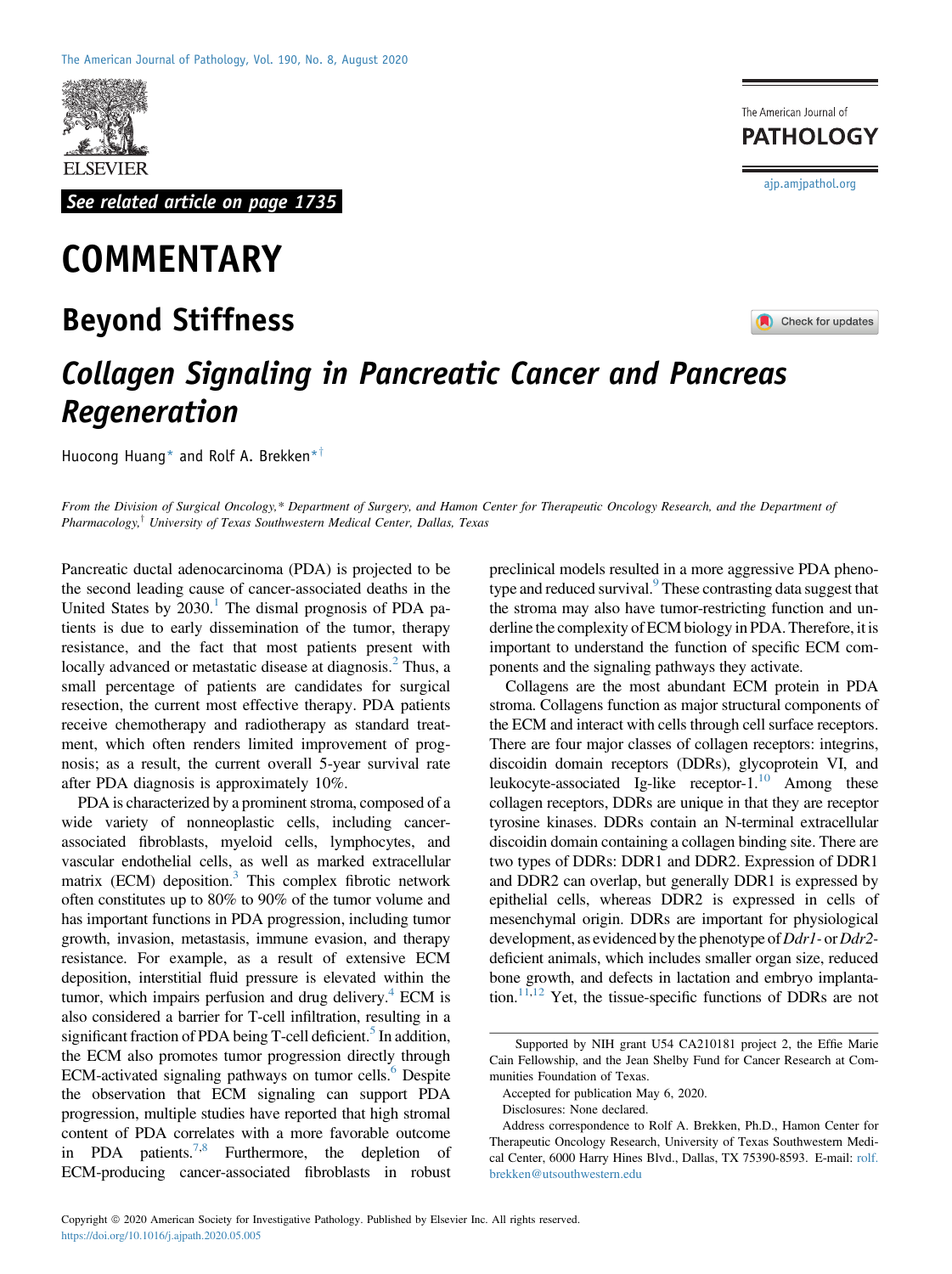See related article on page 1735

# COMMENTARY

## Beyond Stiffness

### *Collagen Signaling in Pancreatic Cancer and Pancreas Regeneration*

Huocong Huang[*] and Rolf A. Brekken[*†]

*From the Division of Surgical Oncology,\* Department of Surgery, and Hamon Center for Therapeutic Oncology Research, and the Department of Pharmacology,† University of Texas Southwestern Medical Center, Dallas, Texas*

Pancreatic ductal adenocarcinoma (PDA) is projected to be the second leading cause of cancer-associated deaths in the United States by 2030.[1] The dismal prognosis of PDA patients is due to early dissemination of the tumor, therapy resistance, and the fact that most patients present with locally advanced or metastatic disease at diagnosis.[2] Thus, a small percentage of patients are candidates for surgical resection, the current most effective therapy. PDA patients receive chemotherapy and radiotherapy as standard treatment, which often renders limited improvement of prognosis; as a result, the current overall 5-year survival rate after PDA diagnosis is approximately 10%.

PDA is characterized by a prominent stroma, composed of a wide variety of nonneoplastic cells, including cancer-associated fibroblasts, myeloid cells, lymphocytes, and vascular endothelial cells, as well as marked extracellular matrix (ECM) deposition.[3] This complex fibrotic network often constitutes up to 80% to 90% of the tumor volume and has important functions in PDA progression, including tumor growth, invasion, metastasis, immune evasion, and therapy resistance. For example, as a result of extensive ECM deposition, interstitial fluid pressure is elevated within the tumor, which impairs perfusion and drug delivery.[4] ECM is also considered a barrier for T-cell infiltration, resulting in a significant fraction of PDA being T-cell deficient.[5] In addition, the ECM also promotes tumor progression directly through ECM-activated signaling pathways on tumor cells.[6] Despite the observation that ECM signaling can support PDA progression, multiple studies have reported that high stromal content of PDA correlates with a more favorable outcome in PDA patients.[7,8] Furthermore, the depletion of ECM-producing cancer-associated fibroblasts in robust preclinical models resulted in a more aggressive PDA phenotype and reduced survival.[9] These contrasting data suggest that the stroma may also have tumor-restricting function and underline the complexity of ECM biology in PDA. Therefore, it is important to understand the function of specific ECM components and the signaling pathways they activate.

Collagens are the most abundant ECM protein in PDA stroma. Collagens function as major structural components of the ECM and interact with cells through cell surface receptors. There are four major classes of collagen receptors: integrins, discoidin domain receptors (DDRs), glycoprotein VI, and leukocyte-associated Ig-like receptor-1.[10] Among these collagen receptors, DDRs are unique in that they are receptor tyrosine kinases. DDRs contain an N-terminal extracellular discoidin domain containing a collagen binding site. There are two types of DDRs: DDR1 and DDR2. Expression of DDR1 and DDR2 can overlap, but generally DDR1 is expressed by epithelial cells, whereas DDR2 is expressed in cells of mesenchymal origin. DDRs are important for physiological development, as evidenced by the phenotype of *Ddr1*- or *Ddr2*-deficient animals, which includes smaller organ size, reduced bone growth, and defects in lactation and embryo implantation.[11,12] Yet, the tissue-specific functions of DDRs are not

Supported by NIH grant U54 CA210181 project 2, the Effie Marie Cain Fellowship, and the Jean Shelby Fund for Cancer Research at Communities Foundation of Texas.

Accepted for publication May 6, 2020.

Disclosures: None declared.

Address correspondence to Rolf A. Brekken, Ph.D., Hamon Center for Therapeutic Oncology Research, University of Texas Southwestern Medical Center, 6000 Harry Hines Blvd., Dallas, TX 75390-8593. E-mail: rolf.brekken@utsouthwestern.edu

Copyright © 2020 American Society for Investigative Pathology. Published by Elsevier Inc. All rights reserved.
https://doi.org/10.1016/j.ajpath.2020.05.005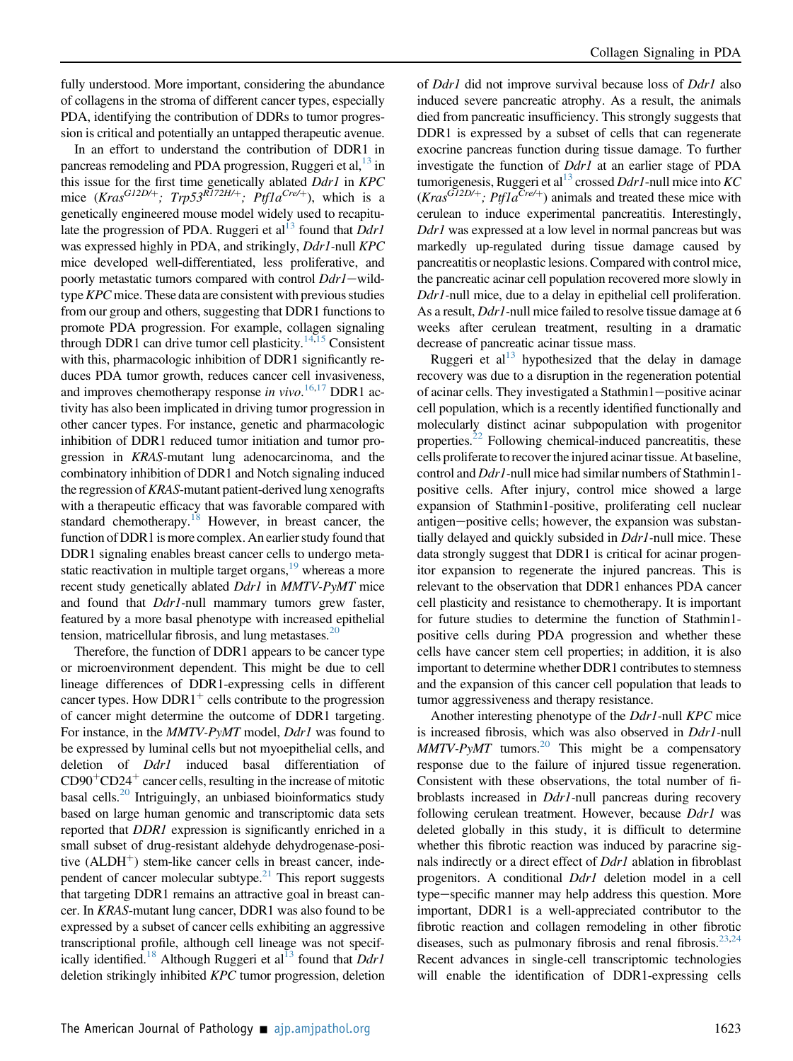fully understood. More important, considering the abundance of collagens in the stroma of different cancer types, especially PDA, identifying the contribution of DDRs to tumor progression is critical and potentially an untapped therapeutic avenue.

In an effort to understand the contribution of DDR1 in pancreas remodeling and PDA progression, Ruggeri et al,[13] in this issue for the first time genetically ablated *Ddr1* in *KPC* mice ($Kras^{G12D/+}$; $Trp53^{R172H/+}$; $Ptf1a^{Cre/+}$), which is a genetically engineered mouse model widely used to recapitulate the progression of PDA. Ruggeri et al[13] found that *Ddr1* was expressed highly in PDA, and strikingly, *Ddr1*-null *KPC* mice developed well-differentiated, less proliferative, and poorly metastatic tumors compared with control *Ddr1*−wild-type *KPC* mice. These data are consistent with previous studies from our group and others, suggesting that DDR1 functions to promote PDA progression. For example, collagen signaling through DDR1 can drive tumor cell plasticity.[14,15] Consistent with this, pharmacologic inhibition of DDR1 significantly reduces PDA tumor growth, reduces cancer cell invasiveness, and improves chemotherapy response *in vivo*.[16,17] DDR1 activity has also been implicated in driving tumor progression in other cancer types. For instance, genetic and pharmacologic inhibition of DDR1 reduced tumor initiation and tumor progression in *KRAS*-mutant lung adenocarcinoma, and the combinatory inhibition of DDR1 and Notch signaling induced the regression of *KRAS*-mutant patient-derived lung xenografts with a therapeutic efficacy that was favorable compared with standard chemotherapy.[18] However, in breast cancer, the function of DDR1 is more complex. An earlier study found that DDR1 signaling enables breast cancer cells to undergo metastatic reactivation in multiple target organs,[19] whereas a more recent study genetically ablated *Ddr1* in *MMTV-PyMT* mice and found that *Ddr1*-null mammary tumors grew faster, featured by a more basal phenotype with increased epithelial tension, matricellular fibrosis, and lung metastases.[20]

Therefore, the function of DDR1 appears to be cancer type or microenvironment dependent. This might be due to cell lineage differences of DDR1-expressing cells in different cancer types. How $DDR1^+$ cells contribute to the progression of cancer might determine the outcome of DDR1 targeting. For instance, in the *MMTV-PyMT* model, *Ddr1* was found to be expressed by luminal cells but not myoepithelial cells, and deletion of *Ddr1* induced basal differentiation of $CD90^+CD24^+$ cancer cells, resulting in the increase of mitotic basal cells.[20] Intriguingly, an unbiased bioinformatics study based on large human genomic and transcriptomic data sets reported that *DDR1* expression is significantly enriched in a small subset of drug-resistant aldehyde dehydrogenase-positive ($ALDH^+$) stem-like cancer cells in breast cancer, independent of cancer molecular subtype.[21] This report suggests that targeting DDR1 remains an attractive goal in breast cancer. In *KRAS*-mutant lung cancer, DDR1 was also found to be expressed by a subset of cancer cells exhibiting an aggressive transcriptional profile, although cell lineage was not specifically identified.[18] Although Ruggeri et al[13] found that *Ddr1* deletion strikingly inhibited *KPC* tumor progression, deletion of *Ddr1* did not improve survival because loss of *Ddr1* also induced severe pancreatic atrophy. As a result, the animals died from pancreatic insufficiency. This strongly suggests that DDR1 is expressed by a subset of cells that can regenerate exocrine pancreas function during tissue damage. To further investigate the function of *Ddr1* at an earlier stage of PDA tumorigenesis, Ruggeri et al[13] crossed *Ddr1*-null mice into *KC* ($Kras^{G12D/+}$; $Ptf1a^{Cre/+}$) animals and treated these mice with cerulean to induce experimental pancreatitis. Interestingly, *Ddr1* was expressed at a low level in normal pancreas but was markedly up-regulated during tissue damage caused by pancreatitis or neoplastic lesions. Compared with control mice, the pancreatic acinar cell population recovered more slowly in *Ddr1*-null mice, due to a delay in epithelial cell proliferation. As a result, *Ddr1*-null mice failed to resolve tissue damage at 6 weeks after cerulean treatment, resulting in a dramatic decrease of pancreatic acinar tissue mass.

Ruggeri et al[13] hypothesized that the delay in damage recovery was due to a disruption in the regeneration potential of acinar cells. They investigated a Stathmin1−positive acinar cell population, which is a recently identified functionally and molecularly distinct acinar subpopulation with progenitor properties.[22] Following chemical-induced pancreatitis, these cells proliferate to recover the injured acinar tissue. At baseline, control and *Ddr1*-null mice had similar numbers of Stathmin1-positive cells. After injury, control mice showed a large expansion of Stathmin1-positive, proliferating cell nuclear antigen−positive cells; however, the expansion was substantially delayed and quickly subsided in *Ddr1*-null mice. These data strongly suggest that DDR1 is critical for acinar progenitor expansion to regenerate the injured pancreas. This is relevant to the observation that DDR1 enhances PDA cancer cell plasticity and resistance to chemotherapy. It is important for future studies to determine the function of Stathmin1-positive cells during PDA progression and whether these cells have cancer stem cell properties; in addition, it is also important to determine whether DDR1 contributes to stemness and the expansion of this cancer cell population that leads to tumor aggressiveness and therapy resistance.

Another interesting phenotype of the *Ddr1*-null *KPC* mice is increased fibrosis, which was also observed in *Ddr1*-null *MMTV-PyMT* tumors.[20] This might be a compensatory response due to the failure of injured tissue regeneration. Consistent with these observations, the total number of fibroblasts increased in *Ddr1*-null pancreas during recovery following cerulean treatment. However, because *Ddr1* was deleted globally in this study, it is difficult to determine whether this fibrotic reaction was induced by paracrine signals indirectly or a direct effect of *Ddr1* ablation in fibroblast progenitors. A conditional *Ddr1* deletion model in a cell type−specific manner may help address this question. More important, DDR1 is a well-appreciated contributor to the fibrotic reaction and collagen remodeling in other fibrotic diseases, such as pulmonary fibrosis and renal fibrosis.[23,24] Recent advances in single-cell transcriptomic technologies will enable the identification of DDR1-expressing cells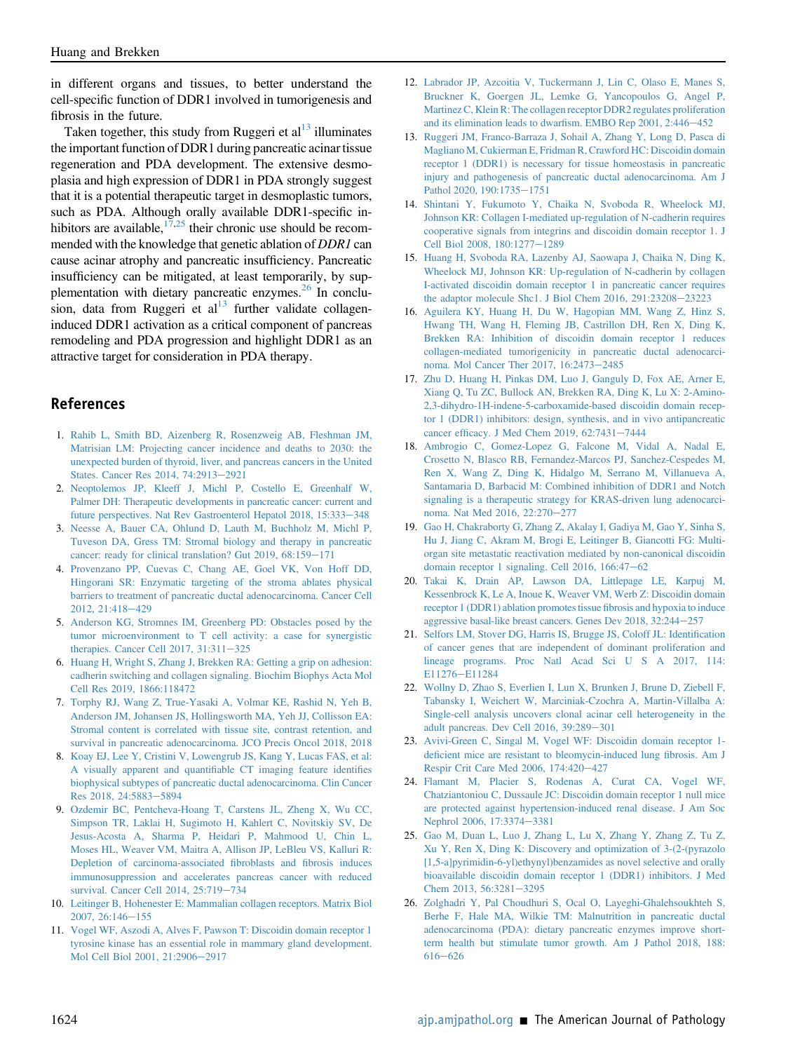in different organs and tissues, to better understand the cell-specific function of DDR1 involved in tumorigenesis and fibrosis in the future.

Taken together, this study from Ruggeri et al[13] illuminates the important function of DDR1 during pancreatic acinar tissue regeneration and PDA development. The extensive desmoplasia and high expression of DDR1 in PDA strongly suggest that it is a potential therapeutic target in desmoplastic tumors, such as PDA. Although orally available DDR1-specific inhibitors are available,[17,25] their chronic use should be recommended with the knowledge that genetic ablation of *DDR1* can cause acinar atrophy and pancreatic insufficiency. Pancreatic insufficiency can be mitigated, at least temporarily, by supplementation with dietary pancreatic enzymes.[26] In conclusion, data from Ruggeri et al[13] further validate collagen-induced DDR1 activation as a critical component of pancreas remodeling and PDA progression and highlight DDR1 as an attractive target for consideration in PDA therapy.

## References

1. Rahib L, Smith BD, Aizenberg R, Rosenzweig AB, Fleshman JM, Matrisian LM: Projecting cancer incidence and deaths to 2030: the unexpected burden of thyroid, liver, and pancreas cancers in the United States. Cancer Res 2014, 74:2913−2921
2. Neoptolemos JP, Kleeff J, Michl P, Costello E, Greenhalf W, Palmer DH: Therapeutic developments in pancreatic cancer: current and future perspectives. Nat Rev Gastroenterol Hepatol 2018, 15:333−348
3. Neesse A, Bauer CA, Ohlund D, Lauth M, Buchholz M, Michl P, Tuveson DA, Gress TM: Stromal biology and therapy in pancreatic cancer: ready for clinical translation? Gut 2019, 68:159−171
4. Provenzano PP, Cuevas C, Chang AE, Goel VK, Von Hoff DD, Hingorani SR: Enzymatic targeting of the stroma ablates physical barriers to treatment of pancreatic ductal adenocarcinoma. Cancer Cell 2012, 21:418−429
5. Anderson KG, Stromnes IM, Greenberg PD: Obstacles posed by the tumor microenvironment to T cell activity: a case for synergistic therapies. Cancer Cell 2017, 31:311−325
6. Huang H, Wright S, Zhang J, Brekken RA: Getting a grip on adhesion: cadherin switching and collagen signaling. Biochim Biophys Acta Mol Cell Res 2019, 1866:118472
7. Torphy RJ, Wang Z, True-Yasaki A, Volmar KE, Rashid N, Yeh B, Anderson JM, Johansen JS, Hollingsworth MA, Yeh JJ, Collisson EA: Stromal content is correlated with tissue site, contrast retention, and survival in pancreatic adenocarcinoma. JCO Precis Oncol 2018, 2018
8. Koay EJ, Lee Y, Cristini V, Lowengrub JS, Kang Y, Lucas FAS, et al: A visually apparent and quantifiable CT imaging feature identifies biophysical subtypes of pancreatic ductal adenocarcinoma. Clin Cancer Res 2018, 24:5883−5894
9. Ozdemir BC, Pentcheva-Hoang T, Carstens JL, Zheng X, Wu CC, Simpson TR, Laklai H, Sugimoto H, Kahlert C, Novitskiy SV, De Jesus-Acosta A, Sharma P, Heidari P, Mahmood U, Chin L, Moses HL, Weaver VM, Maitra A, Allison JP, LeBleu VS, Kalluri R: Depletion of carcinoma-associated fibroblasts and fibrosis induces immunosuppression and accelerates pancreas cancer with reduced survival. Cancer Cell 2014, 25:719−734
10. Leitinger B, Hohenester E: Mammalian collagen receptors. Matrix Biol 2007, 26:146−155
11. Vogel WF, Aszodi A, Alves F, Pawson T: Discoidin domain receptor 1 tyrosine kinase has an essential role in mammary gland development. Mol Cell Biol 2001, 21:2906−2917
12. Labrador JP, Azcoitia V, Tuckermann J, Lin C, Olaso E, Manes S, Bruckner K, Goergen JL, Lemke G, Yancopoulos G, Angel P, Martinez C, Klein R: The collagen receptor DDR2 regulates proliferation and its elimination leads to dwarfism. EMBO Rep 2001, 2:446−452
13. Ruggeri JM, Franco-Barraza J, Sohail A, Zhang Y, Long D, Pasca di Magliano M, Cukierman E, Fridman R, Crawford HC: Discoidin domain receptor 1 (DDR1) is necessary for tissue homeostasis in pancreatic injury and pathogenesis of pancreatic ductal adenocarcinoma. Am J Pathol 2020, 190:1735−1751
14. Shintani Y, Fukumoto Y, Chaika N, Svoboda R, Wheelock MJ, Johnson KR: Collagen I-mediated up-regulation of N-cadherin requires cooperative signals from integrins and discoidin domain receptor 1. J Cell Biol 2008, 180:1277−1289
15. Huang H, Svoboda RA, Lazenby AJ, Saowapa J, Chaika N, Ding K, Wheelock MJ, Johnson KR: Up-regulation of N-cadherin by collagen I-activated discoidin domain receptor 1 in pancreatic cancer requires the adaptor molecule Shc1. J Biol Chem 2016, 291:23208−23223
16. Aguilera KY, Huang H, Du W, Hagopian MM, Wang Z, Hinz S, Hwang TH, Wang H, Fleming JB, Castrillon DH, Ren X, Ding K, Brekken RA: Inhibition of discoidin domain receptor 1 reduces collagen-mediated tumorigenicity in pancreatic ductal adenocarcinoma. Mol Cancer Ther 2017, 16:2473−2485
17. Zhu D, Huang H, Pinkas DM, Luo J, Ganguly D, Fox AE, Arner E, Xiang Q, Tu ZC, Bullock AN, Brekken RA, Ding K, Lu X: 2-Amino-2,3-dihydro-1H-indene-5-carboxamide-based discoidin domain receptor 1 (DDR1) inhibitors: design, synthesis, and in vivo antipancreatic cancer efficacy. J Med Chem 2019, 62:7431−7444
18. Ambrogio C, Gomez-Lopez G, Falcone M, Vidal A, Nadal E, Crosetto N, Blasco RB, Fernandez-Marcos PJ, Sanchez-Cespedes M, Ren X, Wang Z, Ding K, Hidalgo M, Serrano M, Villanueva A, Santamaria D, Barbacid M: Combined inhibition of DDR1 and Notch signaling is a therapeutic strategy for KRAS-driven lung adenocarcinoma. Nat Med 2016, 22:270−277
19. Gao H, Chakraborty G, Zhang Z, Akalay I, Gadiya M, Gao Y, Sinha S, Hu J, Jiang C, Akram M, Brogi E, Leitinger B, Giancotti FG: Multi-organ site metastatic reactivation mediated by non-canonical discoidin domain receptor 1 signaling. Cell 2016, 166:47−62
20. Takai K, Drain AP, Lawson DA, Littlepage LE, Karpuj M, Kessenbrock K, Le A, Inoue K, Weaver VM, Werb Z: Discoidin domain receptor 1 (DDR1) ablation promotes tissue fibrosis and hypoxia to induce aggressive basal-like breast cancers. Genes Dev 2018, 32:244−257
21. Selfors LM, Stover DG, Harris IS, Brugge JS, Coloff JL: Identification of cancer genes that are independent of dominant proliferation and lineage programs. Proc Natl Acad Sci U S A 2017, 114: E11276−E11284
22. Wollny D, Zhao S, Everlien I, Lun X, Brunken J, Brune D, Ziebell F, Tabansky I, Weichert W, Marciniak-Czochra A, Martin-Villalba A: Single-cell analysis uncovers clonal acinar cell heterogeneity in the adult pancreas. Dev Cell 2016, 39:289−301
23. Avivi-Green C, Singal M, Vogel WF: Discoidin domain receptor 1-deficient mice are resistant to bleomycin-induced lung fibrosis. Am J Respir Crit Care Med 2006, 174:420−427
24. Flamant M, Placier S, Rodenas A, Curat CA, Vogel WF, Chatziantoniou C, Dussaule JC: Discoidin domain receptor 1 null mice are protected against hypertension-induced renal disease. J Am Soc Nephrol 2006, 17:3374−3381
25. Gao M, Duan L, Luo J, Zhang L, Lu X, Zhang Y, Zhang Z, Tu Z, Xu Y, Ren X, Ding K: Discovery and optimization of 3-(2-(pyrazolo[1,5-a]pyrimidin-6-yl)ethynyl)benzamides as novel selective and orally bioavailable discoidin domain receptor 1 (DDR1) inhibitors. J Med Chem 2013, 56:3281−3295
26. Zolghadri Y, Pal Choudhuri S, Ocal O, Layeghi-Ghalehsoukhteh S, Berhe F, Hale MA, Wilkie TM: Malnutrition in pancreatic ductal adenocarcinoma (PDA): dietary pancreatic enzymes improve short-term health but stimulate tumor growth. Am J Pathol 2018, 188: 616−626